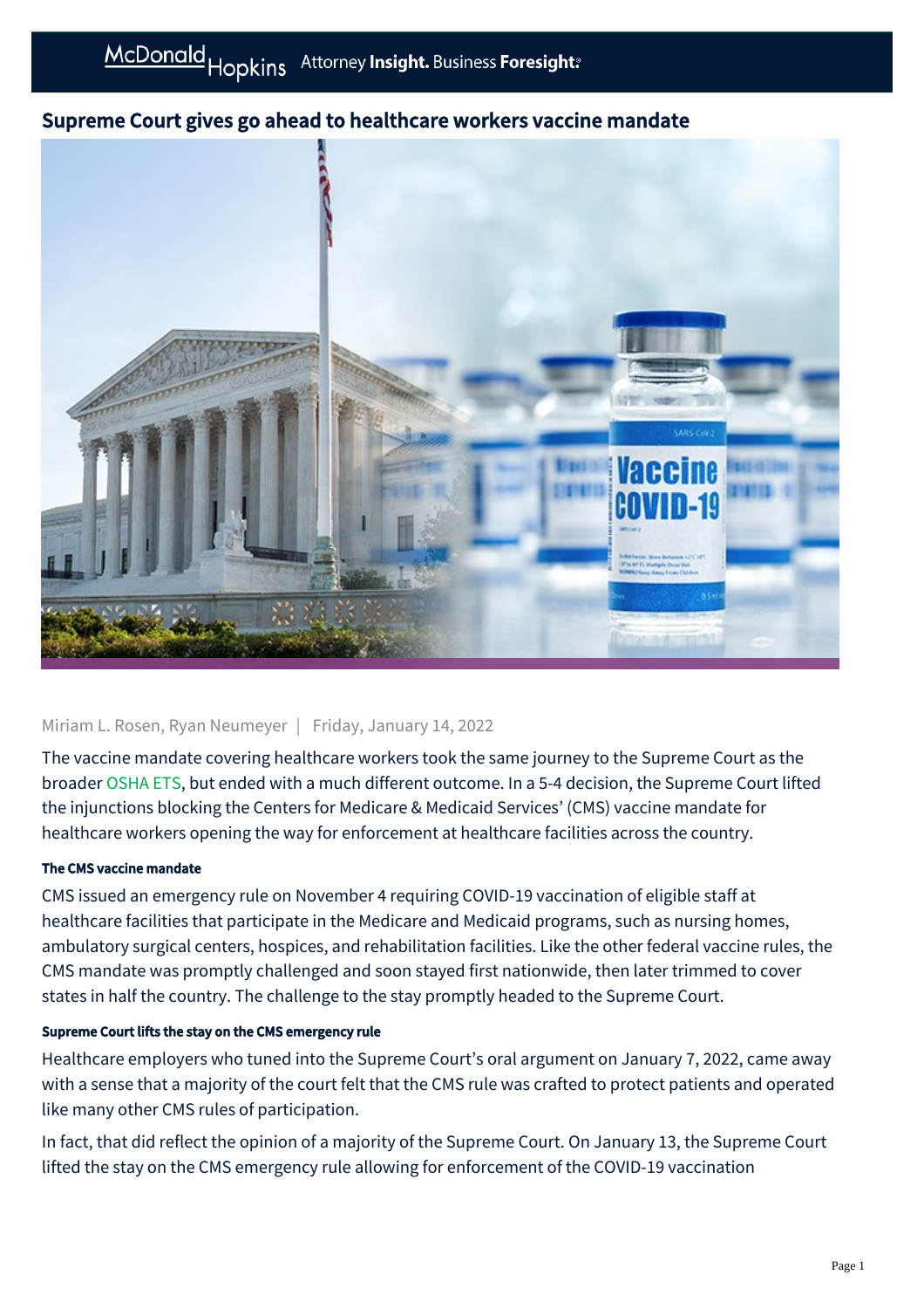# Supreme Court gives go ahead to healthcare workers vaccine mandate

Miriam L. Rosen, Ryan Neumeyer | Friday, January 14, 2022

The vaccine mandate covering healthcare workers took the same journey to the Supreme Court as the broader OSHA ETS, but ended with a much different outcome. In a 5-4 decision, the Supreme Court lifted the injunctions blocking the Centers for Medicare & Medicaid Services' (CMS) vaccine mandate for healthcare workers opening the way for enforcement at healthcare facilities across the country.

#### The CMS vaccine mandate

CMS issued an emergency rule on November 4 requiring COVID-19 vaccination of eligible staff at healthcare facilities that participate in the Medicare and Medicaid programs, such as nursing homes, ambulatory surgical centers, hospices, and rehabilitation facilities. Like the other federal vaccine rules, the CMS mandate was promptly challenged and soon stayed first nationwide, then later trimmed to cover states in half the country. The challenge to the stay promptly headed to the Supreme Court.

#### Supreme Court lifts the stay on the CMS emergency rule

Healthcare employers who tuned into the Supreme Court's oral argument on January 7, 2022, came away with a sense that a majority of the court felt that the CMS rule was crafted to protect patients and operated like many other CMS rules of participation.

In fact, that did reflect the opinion of a majority of the Supreme Court. On January 13, the Supreme Court lifted the stay on the CMS emergency rule allowing for enforcement of the COVID-19 vaccination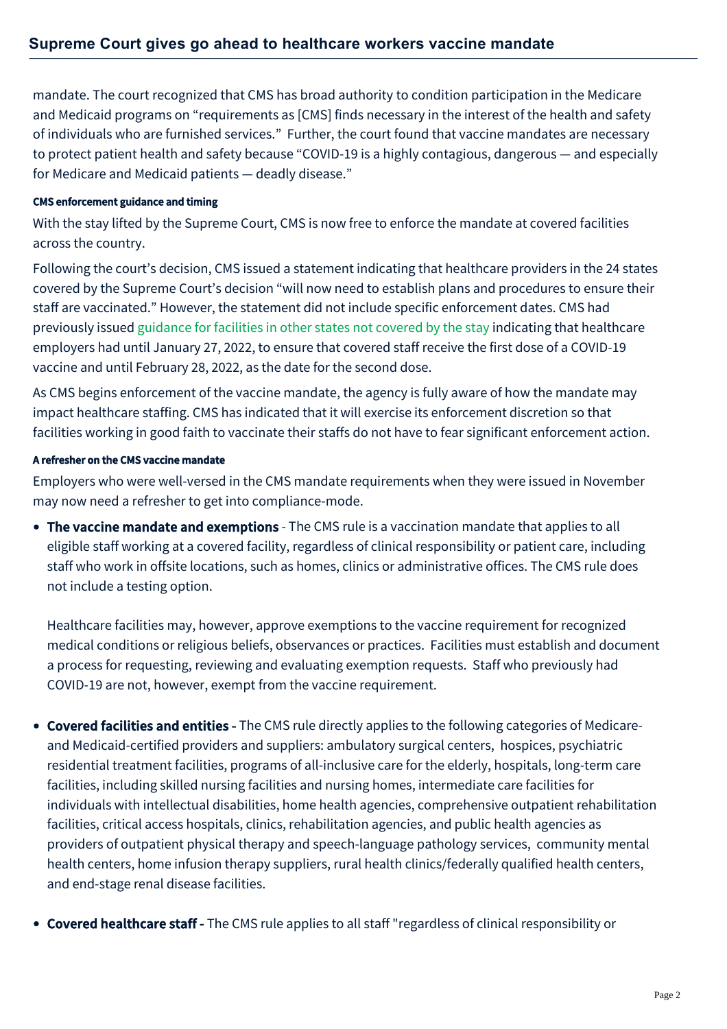mandate. The court recognized that CMS has broad authority to condition participation in the Medicare and Medicaid programs on "requirements as [CMS] finds necessary in the interest of the health and safety of individuals who are furnished services." Further, the court found that vaccine mandates are necessary to protect patient health and safety because "COVID-19 is a highly contagious, dangerous — and especially for Medicare and Medicaid patients — deadly disease."

#### CMS enforcement guidance and timing

With the stay lifted by the Supreme Court, CMS is now free to enforce the mandate at covered facilities across the country.

Following the court's decision, CMS issued a statement indicating that healthcare providers in the 24 states covered by the Supreme Court's decision "will now need to establish plans and procedures to ensure their staff are vaccinated." However, the statement did not include specific enforcement dates. CMS had previously issued guidance for facilities in other states not covered by the stay indicating that healthcare employers had until January 27, 2022, to ensure that covered staff receive the first dose of a COVID-19 vaccine and until February 28, 2022, as the date for the second dose.

As CMS begins enforcement of the vaccine mandate, the agency is fully aware of how the mandate may impact healthcare staffing. CMS has indicated that it will exercise its enforcement discretion so that facilities working in good faith to vaccinate their staffs do not have to fear significant enforcement action.

#### A refresher on the CMS vaccine mandate

Employers who were well-versed in the CMS mandate requirements when they were issued in November may now need a refresher to get into compliance-mode.

- **The vaccine mandate and exemptions** - The CMS rule is a vaccination mandate that applies to all eligible staff working at a covered facility, regardless of clinical responsibility or patient care, including staff who work in offsite locations, such as homes, clinics or administrative offices. The CMS rule does not include a testing option.

  Healthcare facilities may, however, approve exemptions to the vaccine requirement for recognized medical conditions or religious beliefs, observances or practices. Facilities must establish and document a process for requesting, reviewing and evaluating exemption requests. Staff who previously had COVID-19 are not, however, exempt from the vaccine requirement.

- **Covered facilities and entities -** The CMS rule directly applies to the following categories of Medicare- and Medicaid-certified providers and suppliers: ambulatory surgical centers, hospices, psychiatric residential treatment facilities, programs of all-inclusive care for the elderly, hospitals, long-term care facilities, including skilled nursing facilities and nursing homes, intermediate care facilities for individuals with intellectual disabilities, home health agencies, comprehensive outpatient rehabilitation facilities, critical access hospitals, clinics, rehabilitation agencies, and public health agencies as providers of outpatient physical therapy and speech-language pathology services, community mental health centers, home infusion therapy suppliers, rural health clinics/federally qualified health centers, and end-stage renal disease facilities.

- **Covered healthcare staff -** The CMS rule applies to all staff "regardless of clinical responsibility or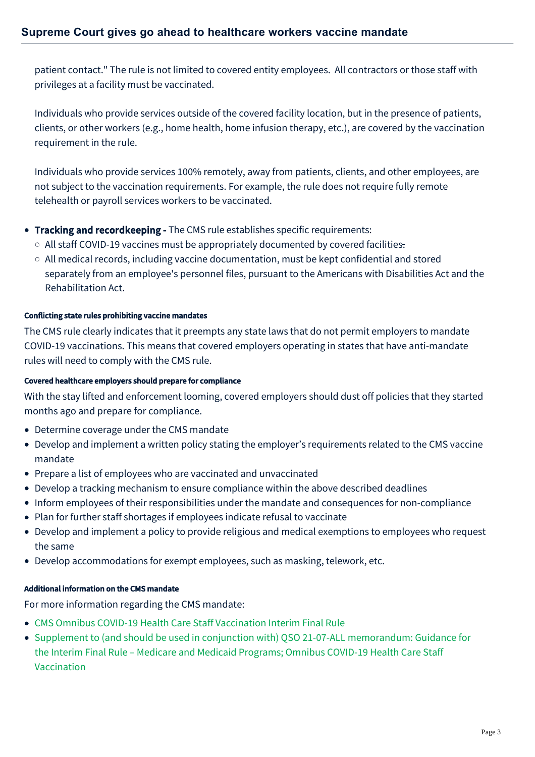patient contact." The rule is not limited to covered entity employees. All contractors or those staff with privileges at a facility must be vaccinated.

Individuals who provide services outside of the covered facility location, but in the presence of patients, clients, or other workers (e.g., home health, home infusion therapy, etc.), are covered by the vaccination requirement in the rule.

Individuals who provide services 100% remotely, away from patients, clients, and other employees, are not subject to the vaccination requirements. For example, the rule does not require fully remote telehealth or payroll services workers to be vaccinated.

- **Tracking and recordkeeping -** The CMS rule establishes specific requirements:
  - All staff COVID-19 vaccines must be appropriately documented by covered facilities.
  - All medical records, including vaccine documentation, must be kept confidential and stored separately from an employee's personnel files, pursuant to the Americans with Disabilities Act and the Rehabilitation Act.

#### Conflicting state rules prohibiting vaccine mandates

The CMS rule clearly indicates that it preempts any state laws that do not permit employers to mandate COVID-19 vaccinations. This means that covered employers operating in states that have anti-mandate rules will need to comply with the CMS rule.

#### Covered healthcare employers should prepare for compliance

With the stay lifted and enforcement looming, covered employers should dust off policies that they started months ago and prepare for compliance.

- Determine coverage under the CMS mandate
- Develop and implement a written policy stating the employer's requirements related to the CMS vaccine mandate
- Prepare a list of employees who are vaccinated and unvaccinated
- Develop a tracking mechanism to ensure compliance within the above described deadlines
- Inform employees of their responsibilities under the mandate and consequences for non-compliance
- Plan for further staff shortages if employees indicate refusal to vaccinate
- Develop and implement a policy to provide religious and medical exemptions to employees who request the same
- Develop accommodations for exempt employees, such as masking, telework, etc.

#### Additional information on the CMS mandate

For more information regarding the CMS mandate:

- CMS Omnibus COVID-19 Health Care Staff Vaccination Interim Final Rule
- Supplement to (and should be used in conjunction with) QSO 21-07-ALL memorandum: Guidance for the Interim Final Rule – Medicare and Medicaid Programs; Omnibus COVID-19 Health Care Staff Vaccination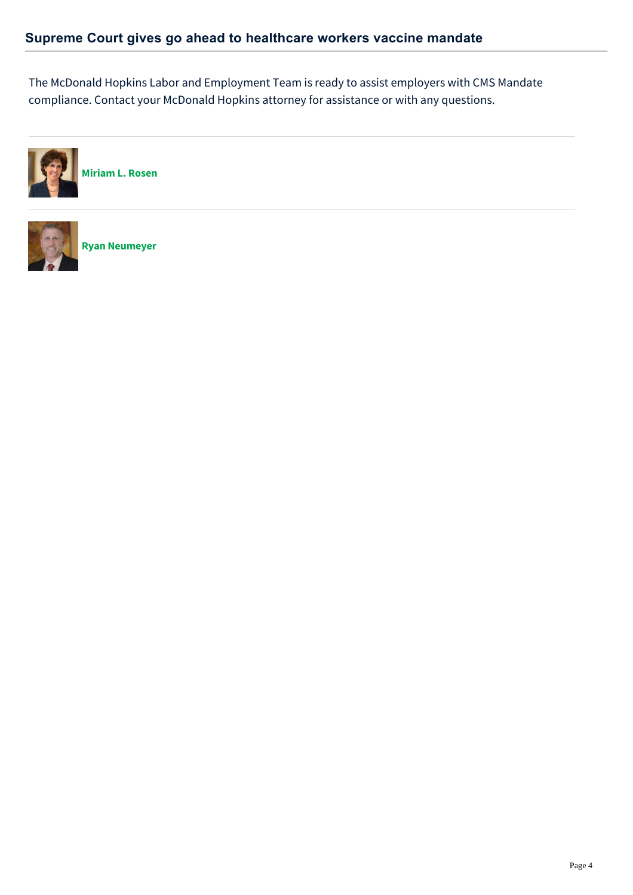The McDonald Hopkins Labor and Employment Team is ready to assist employers with CMS Mandate compliance. Contact your McDonald Hopkins attorney for assistance or with any questions.

**Miriam L. Rosen**

**Ryan Neumeyer**